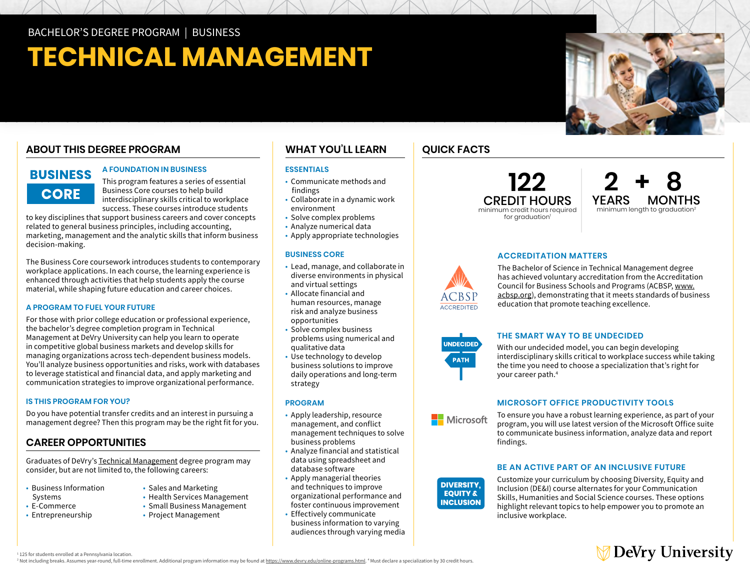BACHELOR'S DEGREE PROGRAM | BUSINESS

# TECHNICAL MANAGEMENT

## ABOUT THIS DEGREE PROGRAM

**BUSINESS CORE**

### A FOUNDATION IN BUSINESS

This program features a series of essential Business Core courses to help build interdisciplinary skills critical to workplace success. These courses introduce students to key disciplines that support business careers and cover concepts related to general business principles, including accounting, marketing, management and the analytic skills that inform business decision-making.

The Business Core coursework introduces students to contemporary workplace applications. In each course, the learning experience is enhanced through activities that help students apply the course material, while shaping future education and career choices.

### A PROGRAM TO FUEL YOUR FUTURE

For those with prior college education or professional experience, the bachelor's degree completion program in Technical Management at DeVry University can help you learn to operate in competitive global business markets and develop skills for managing organizations across tech-dependent business models. You'll analyze business opportunities and risks, work with databases to leverage statistical and financial data, and apply marketing and communication strategies to improve organizational performance.

### IS THIS PROGRAM FOR YOU?

Do you have potential transfer credits and an interest in pursuing a management degree? Then this program may be the right fit for you.

## CAREER OPPORTUNITIES

Graduates of DeVry's Technical Management degree program may consider, but are not limited to, the following careers:

- Business Information Systems
- E-Commerce
- Entrepreneurship
- Sales and Marketing
- Health Services Management
- Small Business Management
- Project Management

## WHAT YOU'LL LEARN

### ESSENTIALS

- Communicate methods and findings
- Collaborate in a dynamic work environment
- Solve complex problems
- Analyze numerical data
- Apply appropriate technologies

### BUSINESS CORE

- Lead, manage, and collaborate in diverse environments in physical and virtual settings
- Allocate financial and human resources, manage risk and analyze business opportunities
- Solve complex business problems using numerical and qualitative data
- Use technology to develop business solutions to improve daily operations and long-term strategy

### PROGRAM

- Apply leadership, resource management, and conflict management techniques to solve business problems
- Analyze financial and statistical data using spreadsheet and database software
- Apply managerial theories and techniques to improve organizational performance and foster continuous improvement
- Effectively communicate business information to varying audiences through varying media

## QUICK FACTS

**122 CREDIT HOURS**
minimum credit hours required for graduation[1]

**2 YEARS + 8 MONTHS**
minimum length to graduation[2]

### ACCREDITATION MATTERS

ACBSP ACCREDITED

The Bachelor of Science in Technical Management degree has achieved voluntary accreditation from the Accreditation Council for Business Schools and Programs (ACBSP, www.acbsp.org), demonstrating that it meets standards of business education that promote teaching excellence.

### THE SMART WAY TO BE UNDECIDED

UNDECIDED PATH

With our undecided model, you can begin developing interdisciplinary skills critical to workplace success while taking the time you need to choose a specialization that's right for your career path.[4]

### MICROSOFT OFFICE PRODUCTIVITY TOOLS

Microsoft

To ensure you have a robust learning experience, as part of your program, you will use latest version of the Microsoft Office suite to communicate business information, analyze data and report findings.

### BE AN ACTIVE PART OF AN INCLUSIVE FUTURE

DIVERSITY, EQUITY & INCLUSION

Customize your curriculum by choosing Diversity, Equity and Inclusion (DE&I) course alternates for your Communication Skills, Humanities and Social Science courses. These options highlight relevant topics to help empower you to promote an inclusive workplace.

DeVry University

[1] 125 for students enrolled at a Pennsylvania location.
[2] Not including breaks. Assumes year-round, full-time enrollment. Additional program information may be found at https://www.devry.edu/online-programs.html. [4] Must declare a specialization by 30 credit hours.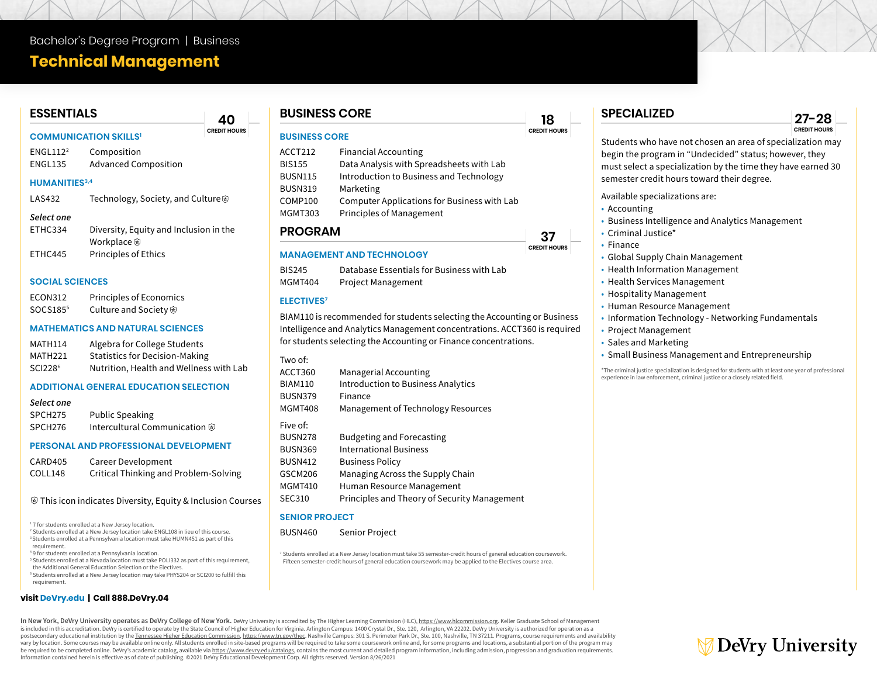Bachelor's Degree Program | Business

# Technical Management

## ESSENTIALS

**40** CREDIT HOURS

### COMMUNICATION SKILLS[1]

| | |
|---|---|
| ENGL112[2] | Composition |
| ENGL135 | Advanced Composition |

### HUMANITIES[3,4]

| | |
|---|---|
| LAS432 | Technology, Society, and Culture ⛨ |

*Select one*

| | |
|---|---|
| ETHC334 | Diversity, Equity and Inclusion in the Workplace ⛨ |
| ETHC445 | Principles of Ethics |

### SOCIAL SCIENCES

| | |
|---|---|
| ECON312 | Principles of Economics |
| SOCS185[5] | Culture and Society ⛨ |

### MATHEMATICS AND NATURAL SCIENCES

| | |
|---|---|
| MATH114 | Algebra for College Students |
| MATH221 | Statistics for Decision-Making |
| SCI228[6] | Nutrition, Health and Wellness with Lab |

### ADDITIONAL GENERAL EDUCATION SELECTION

*Select one*

| | |
|---|---|
| SPCH275 | Public Speaking |
| SPCH276 | Intercultural Communication ⛨ |

### PERSONAL AND PROFESSIONAL DEVELOPMENT

| | |
|---|---|
| CARD405 | Career Development |
| COLL148 | Critical Thinking and Problem-Solving |

⛨ This icon indicates Diversity, Equity & Inclusion Courses

[1] 7 for students enrolled at a New Jersey location.
[2] Students enrolled at a New Jersey location take ENGL108 in lieu of this course.
[3] Students enrolled at a Pennsylvania location must take HUMN451 as part of this requirement.
[4] 9 for students enrolled at a Pennsylvania location.
[5] Students enrolled at a Nevada location must take POLI332 as part of this requirement, the Additional General Education Selection or the Electives.
[6] Students enrolled at a New Jersey location may take PHYS204 or SCI200 to fulfill this requirement.

## BUSINESS CORE

**18** CREDIT HOURS

### BUSINESS CORE

| | |
|---|---|
| ACCT212 | Financial Accounting |
| BIS155 | Data Analysis with Spreadsheets with Lab |
| BUSN115 | Introduction to Business and Technology |
| BUSN319 | Marketing |
| COMP100 | Computer Applications for Business with Lab |
| MGMT303 | Principles of Management |

## PROGRAM

**37** CREDIT HOURS

### MANAGEMENT AND TECHNOLOGY

| | |
|---|---|
| BIS245 | Database Essentials for Business with Lab |
| MGMT404 | Project Management |

### ELECTIVES[7]

BIAM110 is recommended for students selecting the Accounting or Business Intelligence and Analytics Management concentrations. ACCT360 is required for students selecting the Accounting or Finance concentrations.

Two of:

| | |
|---|---|
| ACCT360 | Managerial Accounting |
| BIAM110 | Introduction to Business Analytics |
| BUSN379 | Finance |
| MGMT408 | Management of Technology Resources |

Five of:

| | |
|---|---|
| BUSN278 | Budgeting and Forecasting |
| BUSN369 | International Business |
| BUSN412 | Business Policy |
| GSCM206 | Managing Across the Supply Chain |
| MGMT410 | Human Resource Management |
| SEC310 | Principles and Theory of Security Management |

### SENIOR PROJECT

| | |
|---|---|
| BUSN460 | Senior Project |

[7] Students enrolled at a New Jersey location must take 55 semester-credit hours of general education coursework. Fifteen semester-credit hours of general education coursework may be applied to the Electives course area.

## SPECIALIZED

**27-28** CREDIT HOURS

Students who have not chosen an area of specialization may begin the program in "Undecided" status; however, they must select a specialization by the time they have earned 30 semester credit hours toward their degree.

Available specializations are:

- Accounting
- Business Intelligence and Analytics Management
- Criminal Justice*
- Finance
- Global Supply Chain Management
- Health Information Management
- Health Services Management
- Hospitality Management
- Human Resource Management
- Information Technology - Networking Fundamentals
- Project Management
- Sales and Marketing
- Small Business Management and Entrepreneurship

*The criminal justice specialization is designed for students with at least one year of professional experience in law enforcement, criminal justice or a closely related field.

visit DeVry.edu | Call 888.DeVry.04

**In New York, DeVry University operates as DeVry College of New York.** DeVry University is accredited by The Higher Learning Commission (HLC), https://www.hlcommission.org. Keller Graduate School of Management is included in this accreditation. DeVry is certified to operate by the State Council of Higher Education for Virginia. Arlington Campus: 1400 Crystal Dr., Ste. 120, Arlington, VA 22202. DeVry University is authorized for operation as a postsecondary educational institution by the Tennessee Higher Education Commission, https://www.tn.gov/thec. Nashville Campus: 301 S. Perimeter Park Dr., Ste. 100, Nashville, TN 37211. Programs, course requirements and availability vary by location. Some courses may be available online only. All students enrolled in site-based programs will be required to take some coursework online and, for some programs and locations, a substantial portion of the program may be required to be completed online. DeVry's academic catalog, available via https://www.devry.edu/catalogs, contains the most current and detailed program information, including admission, progression and graduation requirements. Information contained herein is effective as of date of publishing. ©2021 DeVry Educational Development Corp. All rights reserved. Version 8/26/2021

DeVry University